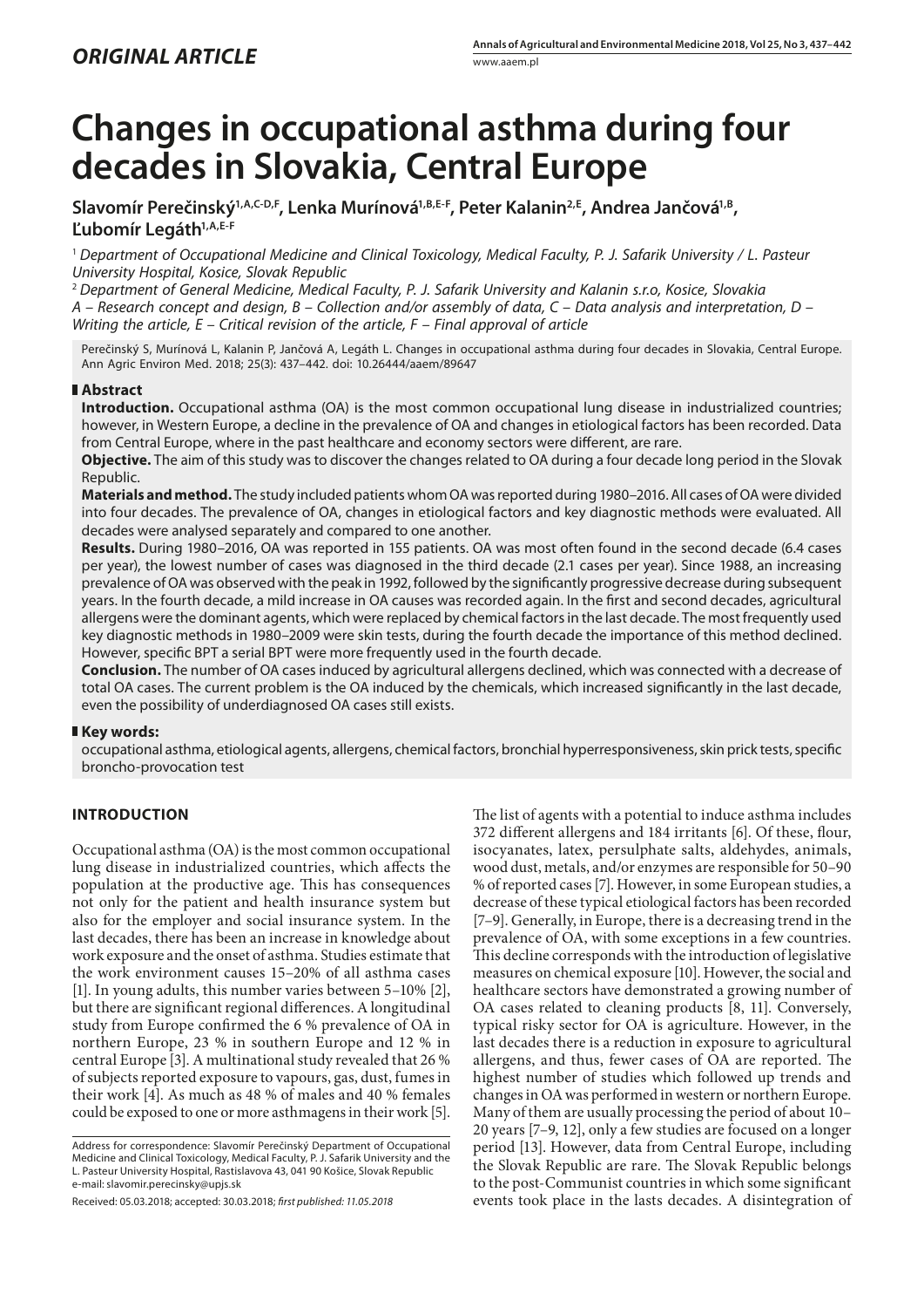*ORIGINAL ARTICLE*

# Changes in occupational asthma during four decades in Slovakia, Central Europe

**Slavomír Perečinský[1,A,C-D,F], Lenka Murínová[1,B,E-F], Peter Kalanin[2,E], Andrea Jančová[1,B], Ľubomír Legáth[1,A,E-F]**

[1] *Department of Occupational Medicine and Clinical Toxicology, Medical Faculty, P. J. Safarik University / L. Pasteur University Hospital, Kosice, Slovak Republic*

[2] *Department of General Medicine, Medical Faculty, P. J. Safarik University and Kalanin s.r.o, Kosice, Slovakia*

*A – Research concept and design, B – Collection and/or assembly of data, C – Data analysis and interpretation, D – Writing the article, E – Critical revision of the article, F – Final approval of article*

Perečinský S, Murínová L, Kalanin P, Jančová A, Legáth L. Changes in occupational asthma during four decades in Slovakia, Central Europe. Ann Agric Environ Med. 2018; 25(3): 437–442. doi: 10.26444/aaem/89647

## Abstract

**Introduction.** Occupational asthma (OA) is the most common occupational lung disease in industrialized countries; however, in Western Europe, a decline in the prevalence of OA and changes in etiological factors has been recorded. Data from Central Europe, where in the past healthcare and economy sectors were different, are rare.

**Objective.** The aim of this study was to discover the changes related to OA during a four decade long period in the Slovak Republic.

**Materials and method.** The study included patients whom OA was reported during 1980–2016. All cases of OA were divided into four decades. The prevalence of OA, changes in etiological factors and key diagnostic methods were evaluated. All decades were analysed separately and compared to one another.

**Results.** During 1980–2016, OA was reported in 155 patients. OA was most often found in the second decade (6.4 cases per year), the lowest number of cases was diagnosed in the third decade (2.1 cases per year). Since 1988, an increasing prevalence of OA was observed with the peak in 1992, followed by the significantly progressive decrease during subsequent years. In the fourth decade, a mild increase in OA causes was recorded again. In the first and second decades, agricultural allergens were the dominant agents, which were replaced by chemical factors in the last decade. The most frequently used key diagnostic methods in 1980–2009 were skin tests, during the fourth decade the importance of this method declined. However, specific BPT a serial BPT were more frequently used in the fourth decade.

**Conclusion.** The number of OA cases induced by agricultural allergens declined, which was connected with a decrease of total OA cases. The current problem is the OA induced by the chemicals, which increased significantly in the last decade, even the possibility of underdiagnosed OA cases still exists.

## Key words:

occupational asthma, etiological agents, allergens, chemical factors, bronchial hyperresponsiveness, skin prick tests, specific broncho-provocation test

## INTRODUCTION

Occupational asthma (OA) is the most common occupational lung disease in industrialized countries, which affects the population at the productive age. This has consequences not only for the patient and health insurance system but also for the employer and social insurance system. In the last decades, there has been an increase in knowledge about work exposure and the onset of asthma. Studies estimate that the work environment causes 15–20% of all asthma cases [1]. In young adults, this number varies between 5–10% [2], but there are significant regional differences. A longitudinal study from Europe confirmed the 6 % prevalence of OA in northern Europe, 23 % in southern Europe and 12 % in central Europe [3]. A multinational study revealed that 26 % of subjects reported exposure to vapours, gas, dust, fumes in their work [4]. As much as 48 % of males and 40 % females could be exposed to one or more asthmagens in their work [5].

The list of agents with a potential to induce asthma includes 372 different allergens and 184 irritants [6]. Of these, flour, isocyanates, latex, persulphate salts, aldehydes, animals, wood dust, metals, and/or enzymes are responsible for 50–90 % of reported cases [7]. However, in some European studies, a decrease of these typical etiological factors has been recorded [7–9]. Generally, in Europe, there is a decreasing trend in the prevalence of OA, with some exceptions in a few countries. This decline corresponds with the introduction of legislative measures on chemical exposure [10]. However, the social and healthcare sectors have demonstrated a growing number of OA cases related to cleaning products [8, 11]. Conversely, typical risky sector for OA is agriculture. However, in the last decades there is a reduction in exposure to agricultural allergens, and thus, fewer cases of OA are reported. The highest number of studies which followed up trends and changes in OA was performed in western or northern Europe. Many of them are usually processing the period of about 10–20 years [7–9, 12], only a few studies are focused on a longer period [13]. However, data from Central Europe, including the Slovak Republic are rare. The Slovak Republic belongs to the post-Communist countries in which some significant events took place in the lasts decades. A disintegration of

Address for correspondence: Slavomír Perečinský Department of Occupational Medicine and Clinical Toxicology, Medical Faculty, P. J. Safarik University and the L. Pasteur University Hospital, Rastislavova 43, 041 90 Košice, Slovak Republic
e-mail: slavomir.perecinsky@upjs.sk

Received: 05.03.2018; accepted: 30.03.2018; *first published: 11.05.2018*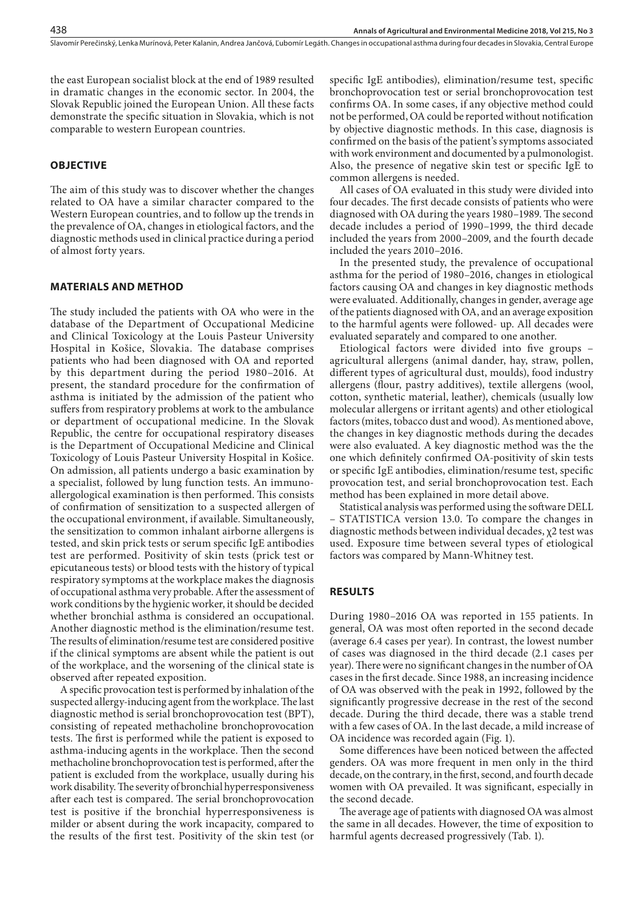the east European socialist block at the end of 1989 resulted in dramatic changes in the economic sector. In 2004, the Slovak Republic joined the European Union. All these facts demonstrate the specific situation in Slovakia, which is not comparable to western European countries.

## OBJECTIVE

The aim of this study was to discover whether the changes related to OA have a similar character compared to the Western European countries, and to follow up the trends in the prevalence of OA, changes in etiological factors, and the diagnostic methods used in clinical practice during a period of almost forty years.

## MATERIALS AND METHOD

The study included the patients with OA who were in the database of the Department of Occupational Medicine and Clinical Toxicology at the Louis Pasteur University Hospital in Košice, Slovakia. The database comprises patients who had been diagnosed with OA and reported by this department during the period 1980–2016. At present, the standard procedure for the confirmation of asthma is initiated by the admission of the patient who suffers from respiratory problems at work to the ambulance or department of occupational medicine. In the Slovak Republic, the centre for occupational respiratory diseases is the Department of Occupational Medicine and Clinical Toxicology of Louis Pasteur University Hospital in Košice. On admission, all patients undergo a basic examination by a specialist, followed by lung function tests. An immuno-allergological examination is then performed. This consists of confirmation of sensitization to a suspected allergen of the occupational environment, if available. Simultaneously, the sensitization to common inhalant airborne allergens is tested, and skin prick tests or serum specific IgE antibodies test are performed. Positivity of skin tests (prick test or epicutaneous tests) or blood tests with the history of typical respiratory symptoms at the workplace makes the diagnosis of occupational asthma very probable. After the assessment of work conditions by the hygienic worker, it should be decided whether bronchial asthma is considered an occupational. Another diagnostic method is the elimination/resume test. The results of elimination/resume test are considered positive if the clinical symptoms are absent while the patient is out of the workplace, and the worsening of the clinical state is observed after repeated exposition.

A specific provocation test is performed by inhalation of the suspected allergy-inducing agent from the workplace. The last diagnostic method is serial bronchoprovocation test (BPT), consisting of repeated methacholine bronchoprovocation tests. The first is performed while the patient is exposed to asthma-inducing agents in the workplace. Then the second methacholine bronchoprovocation test is performed, after the patient is excluded from the workplace, usually during his work disability. The severity of bronchial hyperresponsiveness after each test is compared. The serial bronchoprovocation test is positive if the bronchial hyperresponsiveness is milder or absent during the work incapacity, compared to the results of the first test. Positivity of the skin test (or specific IgE antibodies), elimination/resume test, specific bronchoprovocation test or serial bronchoprovocation test confirms OA. In some cases, if any objective method could not be performed, OA could be reported without notification by objective diagnostic methods. In this case, diagnosis is confirmed on the basis of the patient's symptoms associated with work environment and documented by a pulmonologist. Also, the presence of negative skin test or specific IgE to common allergens is needed.

All cases of OA evaluated in this study were divided into four decades. The first decade consists of patients who were diagnosed with OA during the years 1980–1989. The second decade includes a period of 1990–1999, the third decade included the years from 2000–2009, and the fourth decade included the years 2010–2016.

In the presented study, the prevalence of occupational asthma for the period of 1980–2016, changes in etiological factors causing OA and changes in key diagnostic methods were evaluated. Additionally, changes in gender, average age of the patients diagnosed with OA, and an average exposition to the harmful agents were followed- up. All decades were evaluated separately and compared to one another.

Etiological factors were divided into five groups – agricultural allergens (animal dander, hay, straw, pollen, different types of agricultural dust, moulds), food industry allergens (flour, pastry additives), textile allergens (wool, cotton, synthetic material, leather), chemicals (usually low molecular allergens or irritant agents) and other etiological factors (mites, tobacco dust and wood). As mentioned above, the changes in key diagnostic methods during the decades were also evaluated. A key diagnostic method was the the one which definitely confirmed OA-positivity of skin tests or specific IgE antibodies, elimination/resume test, specific provocation test, and serial bronchoprovocation test. Each method has been explained in more detail above.

Statistical analysis was performed using the software DELL – STATISTICA version 13.0. To compare the changes in diagnostic methods between individual decades, $\chi^2$ test was used. Exposure time between several types of etiological factors was compared by Mann-Whitney test.

## RESULTS

During 1980–2016 OA was reported in 155 patients. In general, OA was most often reported in the second decade (average 6.4 cases per year). In contrast, the lowest number of cases was diagnosed in the third decade (2.1 cases per year). There were no significant changes in the number of OA cases in the first decade. Since 1988, an increasing incidence of OA was observed with the peak in 1992, followed by the significantly progressive decrease in the rest of the second decade. During the third decade, there was a stable trend with a few cases of OA. In the last decade, a mild increase of OA incidence was recorded again (Fig. 1).

Some differences have been noticed between the affected genders. OA was more frequent in men only in the third decade, on the contrary, in the first, second, and fourth decade women with OA prevailed. It was significant, especially in the second decade.

The average age of patients with diagnosed OA was almost the same in all decades. However, the time of exposition to harmful agents decreased progressively (Tab. 1).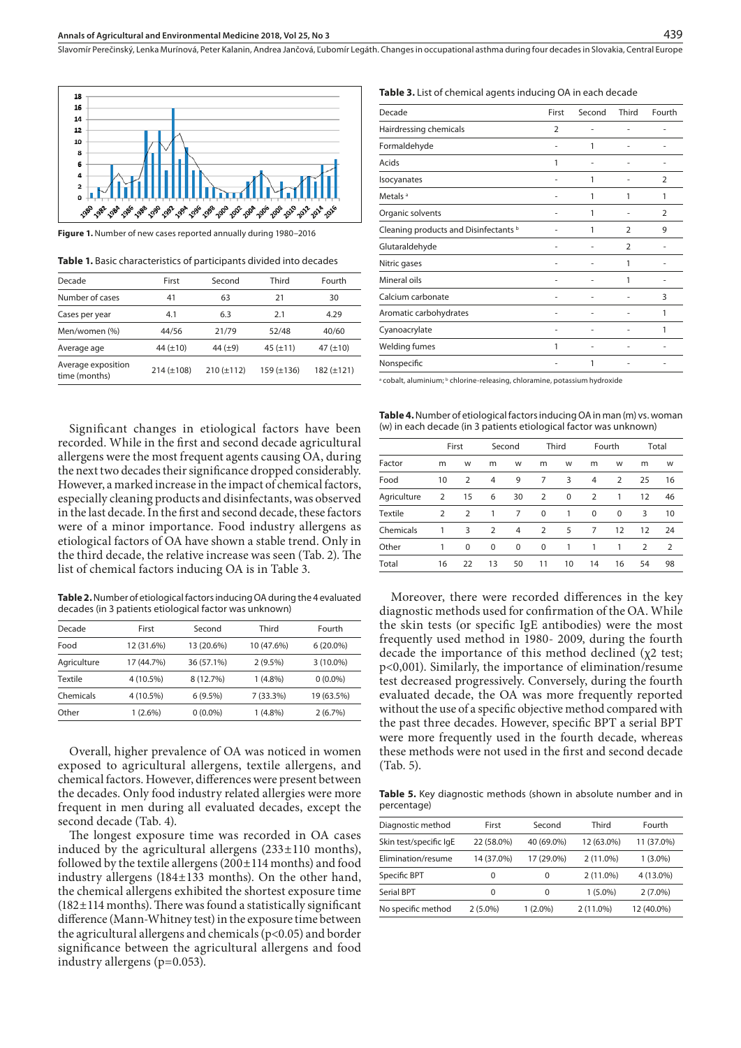**Figure 1.** Number of new cases reported annually during 1980–2016

**Table 1.** Basic characteristics of participants divided into decades

| Decade | First | Second | Third | Fourth |
|---|---|---|---|---|
| Number of cases | 41 | 63 | 21 | 30 |
| Cases per year | 4.1 | 6.3 | 2.1 | 4.29 |
| Men/women (%) | 44/56 | 21/79 | 52/48 | 40/60 |
| Average age | 44 (±10) | 44 (±9) | 45 (±11) | 47 (±10) |
| Average exposition time (months) | 214 (±108) | 210 (±112) | 159 (±136) | 182 (±121) |

Significant changes in etiological factors have been recorded. While in the first and second decade agricultural allergens were the most frequent agents causing OA, during the next two decades their significance dropped considerably. However, a marked increase in the impact of chemical factors, especially cleaning products and disinfectants, was observed in the last decade. In the first and second decade, these factors were of a minor importance. Food industry allergens as etiological factors of OA have shown a stable trend. Only in the third decade, the relative increase was seen (Tab. 2). The list of chemical factors inducing OA is in Table 3.

**Table 2.** Number of etiological factors inducing OA during the 4 evaluated decades (in 3 patients etiological factor was unknown)

| Decade | First | Second | Third | Fourth |
|---|---|---|---|---|
| Food | 12 (31.6%) | 13 (20.6%) | 10 (47.6%) | 6 (20.0%) |
| Agriculture | 17 (44.7%) | 36 (57.1%) | 2 (9.5%) | 3 (10.0%) |
| Textile | 4 (10.5%) | 8 (12.7%) | 1 (4.8%) | 0 (0.0%) |
| Chemicals | 4 (10.5%) | 6 (9.5%) | 7 (33.3%) | 19 (63.5%) |
| Other | 1 (2.6%) | 0 (0.0%) | 1 (4.8%) | 2 (6.7%) |

Overall, higher prevalence of OA was noticed in women exposed to agricultural allergens, textile allergens, and chemical factors. However, differences were present between the decades. Only food industry related allergies were more frequent in men during all evaluated decades, except the second decade (Tab. 4).

The longest exposure time was recorded in OA cases induced by the agricultural allergens (233±110 months), followed by the textile allergens (200±114 months) and food industry allergens (184±133 months). On the other hand, the chemical allergens exhibited the shortest exposure time (182±114 months). There was found a statistically significant difference (Mann-Whitney test) in the exposure time between the agricultural allergens and chemicals ($p<0.05$) and border significance between the agricultural allergens and food industry allergens ($p=0.053$).

**Table 3.** List of chemical agents inducing OA in each decade

| Decade | First | Second | Third | Fourth |
|---|---|---|---|---|
| Hairdressing chemicals | 2 | - | - | - |
| Formaldehyde | - | 1 | - | - |
| Acids | 1 | - | - | - |
| Isocyanates | - | 1 | - | 2 |
| Metals [a] | - | 1 | 1 | 1 |
| Organic solvents | - | 1 | - | 2 |
| Cleaning products and Disinfectants [b] | - | 1 | 2 | 9 |
| Glutaraldehyde | - | - | 2 | - |
| Nitric gases | - | - | 1 | - |
| Mineral oils | - | - | 1 | - |
| Calcium carbonate | - | - | - | 3 |
| Aromatic carbohydrates | - | - | - | 1 |
| Cyanoacrylate | - | - | - | 1 |
| Welding fumes | 1 | - | - | - |
| Nonspecific | - | 1 | - | - |

[a] cobalt, aluminium; [b] chlorine-releasing, chloramine, potassium hydroxide

**Table 4.** Number of etiological factors inducing OA in man (m) vs. woman (w) in each decade (in 3 patients etiological factor was unknown)

| | First | | Second | | Third | | Fourth | | Total | |
|---|---|---|---|---|---|---|---|---|---|---|
| Factor | m | w | m | w | m | w | m | w | m | w |
| Food | 10 | 2 | 4 | 9 | 7 | 3 | 4 | 2 | 25 | 16 |
| Agriculture | 2 | 15 | 6 | 30 | 2 | 0 | 2 | 1 | 12 | 46 |
| Textile | 2 | 2 | 1 | 7 | 0 | 1 | 0 | 0 | 3 | 10 |
| Chemicals | 1 | 3 | 2 | 4 | 2 | 5 | 7 | 12 | 12 | 24 |
| Other | 1 | 0 | 0 | 0 | 0 | 1 | 1 | 1 | 2 | 2 |
| Total | 16 | 22 | 13 | 50 | 11 | 10 | 14 | 16 | 54 | 98 |

Moreover, there were recorded differences in the key diagnostic methods used for confirmation of the OA. While the skin tests (or specific IgE antibodies) were the most frequently used method in 1980- 2009, during the fourth decade the importance of this method declined ($\chi2$ test; $p<0{,}001$). Similarly, the importance of elimination/resume test decreased progressively. Conversely, during the fourth evaluated decade, the OA was more frequently reported without the use of a specific objective method compared with the past three decades. However, specific BPT a serial BPT were more frequently used in the fourth decade, whereas these methods were not used in the first and second decade (Tab. 5).

**Table 5.** Key diagnostic methods (shown in absolute number and in percentage)

| Diagnostic method | First | Second | Third | Fourth |
|---|---|---|---|---|
| Skin test/specific IgE | 22 (58.0%) | 40 (69.0%) | 12 (63.0%) | 11 (37.0%) |
| Elimination/resume | 14 (37.0%) | 17 (29.0%) | 2 (11.0%) | 1 (3.0%) |
| Specific BPT | 0 | 0 | 2 (11.0%) | 4 (13.0%) |
| Serial BPT | 0 | 0 | 1 (5.0%) | 2 (7.0%) |
| No specific method | 2 (5.0%) | 1 (2.0%) | 2 (11.0%) | 12 (40.0%) |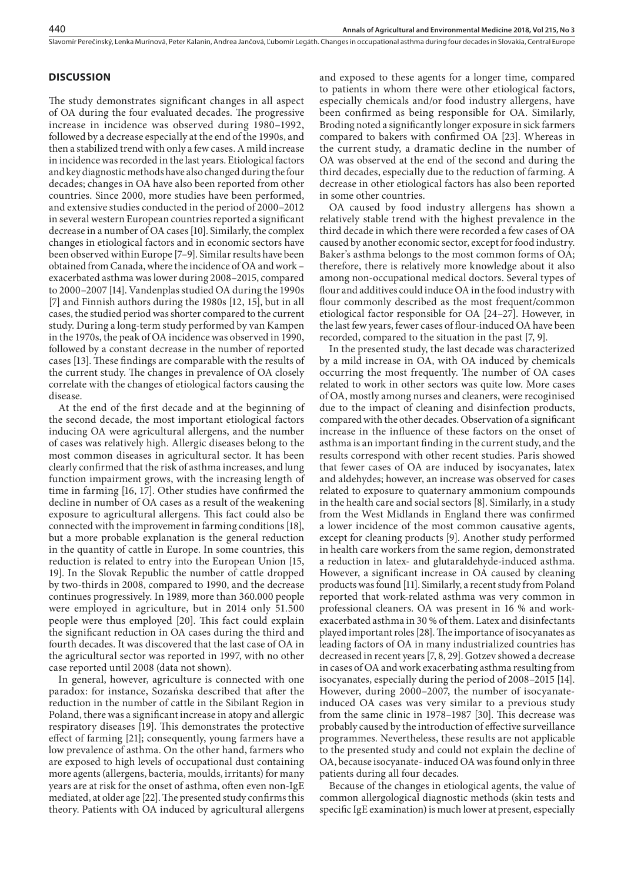## DISCUSSION

The study demonstrates significant changes in all aspect of OA during the four evaluated decades. The progressive increase in incidence was observed during 1980–1992, followed by a decrease especially at the end of the 1990s, and then a stabilized trend with only a few cases. A mild increase in incidence was recorded in the last years. Etiological factors and key diagnostic methods have also changed during the four decades; changes in OA have also been reported from other countries. Since 2000, more studies have been performed, and extensive studies conducted in the period of 2000–2012 in several western European countries reported a significant decrease in a number of OA cases [10]. Similarly, the complex changes in etiological factors and in economic sectors have been observed within Europe [7–9]. Similar results have been obtained from Canada, where the incidence of OA and work – exacerbated asthma was lower during 2008–2015, compared to 2000–2007 [14]. Vandenplas studied OA during the 1990s [7] and Finnish authors during the 1980s [12, 15], but in all cases, the studied period was shorter compared to the current study. During a long-term study performed by van Kampen in the 1970s, the peak of OA incidence was observed in 1990, followed by a constant decrease in the number of reported cases [13]. These findings are comparable with the results of the current study. The changes in prevalence of OA closely correlate with the changes of etiological factors causing the disease.

At the end of the first decade and at the beginning of the second decade, the most important etiological factors inducing OA were agricultural allergens, and the number of cases was relatively high. Allergic diseases belong to the most common diseases in agricultural sector. It has been clearly confirmed that the risk of asthma increases, and lung function impairment grows, with the increasing length of time in farming [16, 17]. Other studies have confirmed the decline in number of OA cases as a result of the weakening exposure to agricultural allergens. This fact could also be connected with the improvement in farming conditions [18], but a more probable explanation is the general reduction in the quantity of cattle in Europe. In some countries, this reduction is related to entry into the European Union [15, 19]. In the Slovak Republic the number of cattle dropped by two-thirds in 2008, compared to 1990, and the decrease continues progressively. In 1989, more than 360.000 people were employed in agriculture, but in 2014 only 51.500 people were thus employed [20]. This fact could explain the significant reduction in OA cases during the third and fourth decades. It was discovered that the last case of OA in the agricultural sector was reported in 1997, with no other case reported until 2008 (data not shown).

In general, however, agriculture is connected with one paradox: for instance, Sozańska described that after the reduction in the number of cattle in the Sibilant Region in Poland, there was a significant increase in atopy and allergic respiratory diseases [19]. This demonstrates the protective effect of farming [21]; consequently, young farmers have a low prevalence of asthma. On the other hand, farmers who are exposed to high levels of occupational dust containing more agents (allergens, bacteria, moulds, irritants) for many years are at risk for the onset of asthma, often even non-IgE mediated, at older age [22]. The presented study confirms this theory. Patients with OA induced by agricultural allergens and exposed to these agents for a longer time, compared to patients in whom there were other etiological factors, especially chemicals and/or food industry allergens, have been confirmed as being responsible for OA. Similarly, Broding noted a significantly longer exposure in sick farmers compared to bakers with confirmed OA [23]. Whereas in the current study, a dramatic decline in the number of OA was observed at the end of the second and during the third decades, especially due to the reduction of farming. A decrease in other etiological factors has also been reported in some other countries.

OA caused by food industry allergens has shown a relatively stable trend with the highest prevalence in the third decade in which there were recorded a few cases of OA caused by another economic sector, except for food industry. Baker's asthma belongs to the most common forms of OA; therefore, there is relatively more knowledge about it also among non-occupational medical doctors. Several types of flour and additives could induce OA in the food industry with flour commonly described as the most frequent/common etiological factor responsible for OA [24–27]. However, in the last few years, fewer cases of flour-induced OA have been recorded, compared to the situation in the past [7, 9].

In the presented study, the last decade was characterized by a mild increase in OA, with OA induced by chemicals occurring the most frequently. The number of OA cases related to work in other sectors was quite low. More cases of OA, mostly among nurses and cleaners, were recognised due to the impact of cleaning and disinfection products, compared with the other decades. Observation of a significant increase in the influence of these factors on the onset of asthma is an important finding in the current study, and the results correspond with other recent studies. Paris showed that fewer cases of OA are induced by isocyanates, latex and aldehydes; however, an increase was observed for cases related to exposure to quaternary ammonium compounds in the health care and social sectors [8]. Similarly, in a study from the West Midlands in England there was confirmed a lower incidence of the most common causative agents, except for cleaning products [9]. Another study performed in health care workers from the same region, demonstrated a reduction in latex- and glutaraldehyde-induced asthma. However, a significant increase in OA caused by cleaning products was found [11]. Similarly, a recent study from Poland reported that work-related asthma was very common in professional cleaners. OA was present in 16 % and work-exacerbated asthma in 30 % of them. Latex and disinfectants played important roles [28]. The importance of isocyanates as leading factors of OA in many industrialized countries has decreased in recent years [7, 8, 29]. Gotzev showed a decrease in cases of OA and work exacerbating asthma resulting from isocyanates, especially during the period of 2008–2015 [14]. However, during 2000–2007, the number of isocyanate-induced OA cases was very similar to a previous study from the same clinic in 1978–1987 [30]. This decrease was probably caused by the introduction of effective surveillance programmes. Nevertheless, these results are not applicable to the presented study and could not explain the decline of OA, because isocyanate- induced OA was found only in three patients during all four decades.

Because of the changes in etiological agents, the value of common allergological diagnostic methods (skin tests and specific IgE examination) is much lower at present, especially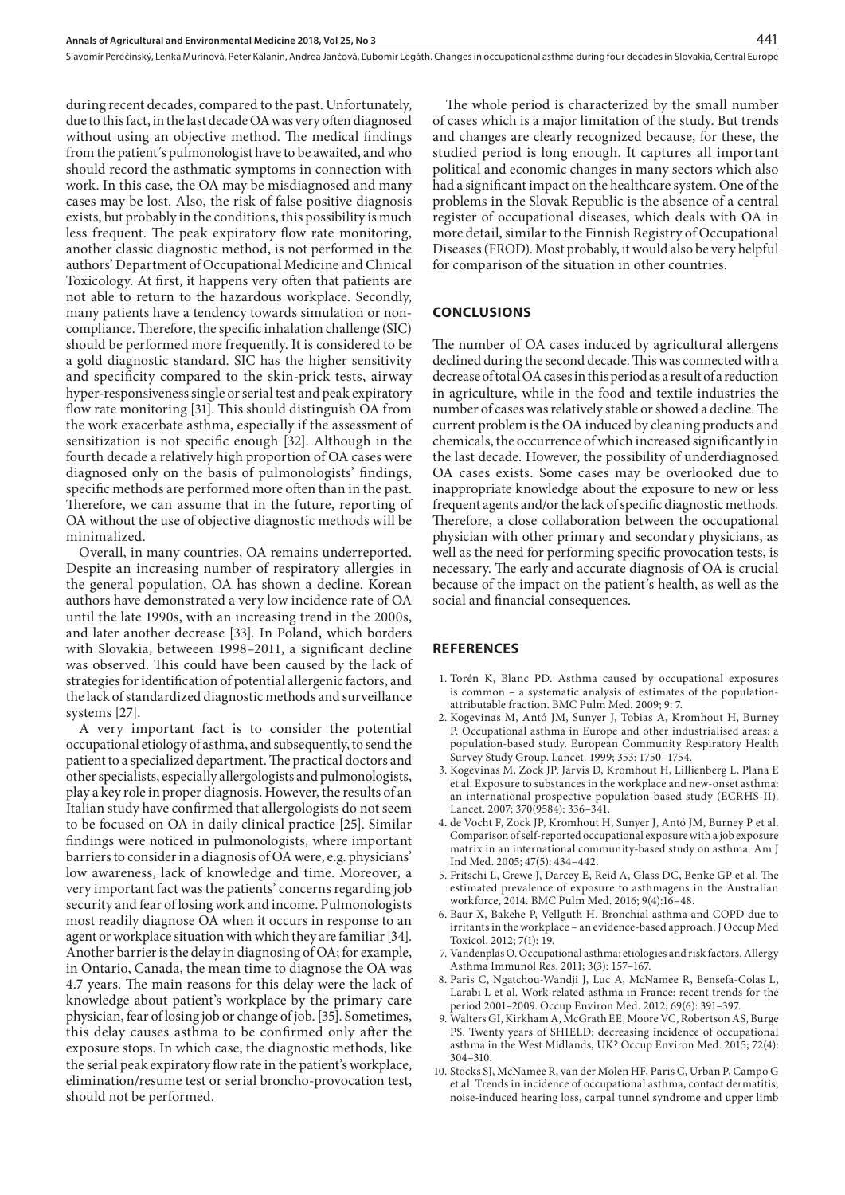during recent decades, compared to the past. Unfortunately, due to this fact, in the last decade OA was very often diagnosed without using an objective method. The medical findings from the patient´s pulmonologist have to be awaited, and who should record the asthmatic symptoms in connection with work. In this case, the OA may be misdiagnosed and many cases may be lost. Also, the risk of false positive diagnosis exists, but probably in the conditions, this possibility is much less frequent. The peak expiratory flow rate monitoring, another classic diagnostic method, is not performed in the authors' Department of Occupational Medicine and Clinical Toxicology. At first, it happens very often that patients are not able to return to the hazardous workplace. Secondly, many patients have a tendency towards simulation or non-compliance. Therefore, the specific inhalation challenge (SIC) should be performed more frequently. It is considered to be a gold diagnostic standard. SIC has the higher sensitivity and specificity compared to the skin-prick tests, airway hyper-responsiveness single or serial test and peak expiratory flow rate monitoring [31]. This should distinguish OA from the work exacerbate asthma, especially if the assessment of sensitization is not specific enough [32]. Although in the fourth decade a relatively high proportion of OA cases were diagnosed only on the basis of pulmonologists' findings, specific methods are performed more often than in the past. Therefore, we can assume that in the future, reporting of OA without the use of objective diagnostic methods will be minimalized.

Overall, in many countries, OA remains underreported. Despite an increasing number of respiratory allergies in the general population, OA has shown a decline. Korean authors have demonstrated a very low incidence rate of OA until the late 1990s, with an increasing trend in the 2000s, and later another decrease [33]. In Poland, which borders with Slovakia, betweeen 1998–2011, a significant decline was observed. This could have been caused by the lack of strategies for identification of potential allergenic factors, and the lack of standardized diagnostic methods and surveillance systems [27].

A very important fact is to consider the potential occupational etiology of asthma, and subsequently, to send the patient to a specialized department. The practical doctors and other specialists, especially allergologists and pulmonologists, play a key role in proper diagnosis. However, the results of an Italian study have confirmed that allergologists do not seem to be focused on OA in daily clinical practice [25]. Similar findings were noticed in pulmonologists, where important barriers to consider in a diagnosis of OA were, e.g. physicians' low awareness, lack of knowledge and time. Moreover, a very important fact was the patients' concerns regarding job security and fear of losing work and income. Pulmonologists most readily diagnose OA when it occurs in response to an agent or workplace situation with which they are familiar [34]. Another barrier is the delay in diagnosing of OA; for example, in Ontario, Canada, the mean time to diagnose the OA was 4.7 years. The main reasons for this delay were the lack of knowledge about patient's workplace by the primary care physician, fear of losing job or change of job. [35]. Sometimes, this delay causes asthma to be confirmed only after the exposure stops. In which case, the diagnostic methods, like the serial peak expiratory flow rate in the patient's workplace, elimination/resume test or serial broncho-provocation test, should not be performed.

The whole period is characterized by the small number of cases which is a major limitation of the study. But trends and changes are clearly recognized because, for these, the studied period is long enough. It captures all important political and economic changes in many sectors which also had a significant impact on the healthcare system. One of the problems in the Slovak Republic is the absence of a central register of occupational diseases, which deals with OA in more detail, similar to the Finnish Registry of Occupational Diseases (FROD). Most probably, it would also be very helpful for comparison of the situation in other countries.

## CONCLUSIONS

The number of OA cases induced by agricultural allergens declined during the second decade. This was connected with a decrease of total OA cases in this period as a result of a reduction in agriculture, while in the food and textile industries the number of cases was relatively stable or showed a decline. The current problem is the OA induced by cleaning products and chemicals, the occurrence of which increased significantly in the last decade. However, the possibility of underdiagnosed OA cases exists. Some cases may be overlooked due to inappropriate knowledge about the exposure to new or less frequent agents and/or the lack of specific diagnostic methods. Therefore, a close collaboration between the occupational physician with other primary and secondary physicians, as well as the need for performing specific provocation tests, is necessary. The early and accurate diagnosis of OA is crucial because of the impact on the patient´s health, as well as the social and financial consequences.

## REFERENCES

1. Torén K, Blanc PD. Asthma caused by occupational exposures is common – a systematic analysis of estimates of the population-attributable fraction. BMC Pulm Med. 2009; 9: 7.
2. Kogevinas M, Antó JM, Sunyer J, Tobias A, Kromhout H, Burney P. Occupational asthma in Europe and other industrialised areas: a population-based study. European Community Respiratory Health Survey Study Group. Lancet. 1999; 353: 1750–1754.
3. Kogevinas M, Zock JP, Jarvis D, Kromhout H, Lillienberg L, Plana E et al. Exposure to substances in the workplace and new-onset asthma: an international prospective population-based study (ECRHS-II). Lancet. 2007; 370(9584): 336–341.
4. de Vocht F, Zock JP, Kromhout H, Sunyer J, Antó JM, Burney P et al. Comparison of self-reported occupational exposure with a job exposure matrix in an international community-based study on asthma. Am J Ind Med. 2005; 47(5): 434–442.
5. Fritschi L, Crewe J, Darcey E, Reid A, Glass DC, Benke GP et al. The estimated prevalence of exposure to asthmagens in the Australian workforce, 2014. BMC Pulm Med. 2016; 9(4):16–48.
6. Baur X, Bakehe P, Vellguth H. Bronchial asthma and COPD due to irritants in the workplace – an evidence-based approach. J Occup Med Toxicol. 2012; 7(1): 19.
7. Vandenplas O. Occupational asthma: etiologies and risk factors. Allergy Asthma Immunol Res. 2011; 3(3): 157–167.
8. Paris C, Ngatchou-Wandji J, Luc A, McNamee R, Bensefa-Colas L, Larabi L et al. Work-related asthma in France: recent trends for the period 2001–2009. Occup Environ Med. 2012; 69(6): 391–397.
9. Walters GI, Kirkham A, McGrath EE, Moore VC, Robertson AS, Burge PS. Twenty years of SHIELD: decreasing incidence of occupational asthma in the West Midlands, UK? Occup Environ Med. 2015; 72(4): 304–310.
10. Stocks SJ, McNamee R, van der Molen HF, Paris C, Urban P, Campo G et al. Trends in incidence of occupational asthma, contact dermatitis, noise-induced hearing loss, carpal tunnel syndrome and upper limb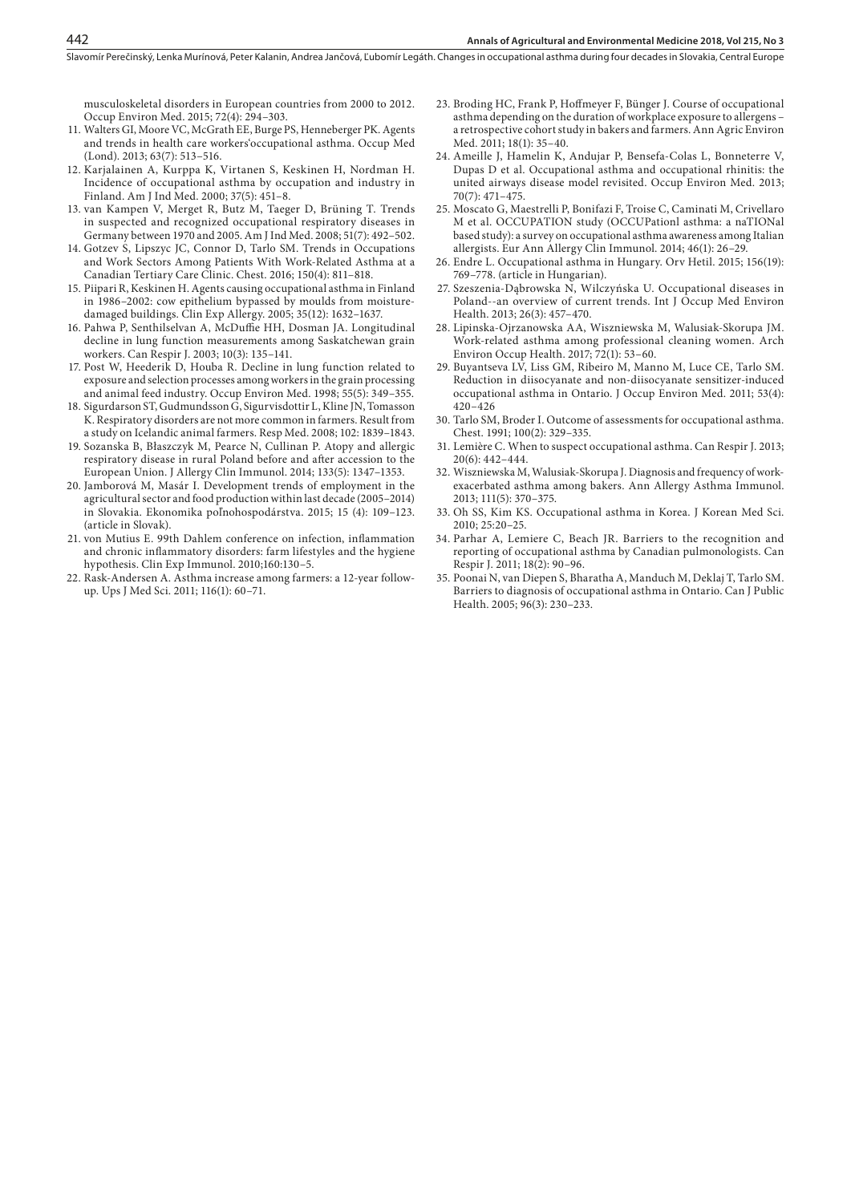musculoskeletal disorders in European countries from 2000 to 2012. Occup Environ Med. 2015; 72(4): 294–303.

11. Walters GI, Moore VC, McGrath EE, Burge PS, Henneberger PK. Agents and trends in health care workers'occupational asthma. Occup Med (Lond). 2013; 63(7): 513–516.
12. Karjalainen A, Kurppa K, Virtanen S, Keskinen H, Nordman H. Incidence of occupational asthma by occupation and industry in Finland. Am J Ind Med. 2000; 37(5): 451–8.
13. van Kampen V, Merget R, Butz M, Taeger D, Brüning T. Trends in suspected and recognized occupational respiratory diseases in Germany between 1970 and 2005. Am J Ind Med. 2008; 51(7): 492–502.
14. Gotzev S, Lipszyc JC, Connor D, Tarlo SM. Trends in Occupations and Work Sectors Among Patients With Work-Related Asthma at a Canadian Tertiary Care Clinic. Chest. 2016; 150(4): 811–818.
15. Piipari R, Keskinen H. Agents causing occupational asthma in Finland in 1986–2002: cow epithelium bypassed by moulds from moisture-damaged buildings. Clin Exp Allergy. 2005; 35(12): 1632–1637.
16. Pahwa P, Senthilselvan A, McDuffie HH, Dosman JA. Longitudinal decline in lung function measurements among Saskatchewan grain workers. Can Respir J. 2003; 10(3): 135–141.
17. Post W, Heederik D, Houba R. Decline in lung function related to exposure and selection processes among workers in the grain processing and animal feed industry. Occup Environ Med. 1998; 55(5): 349–355.
18. Sigurdarson ST, Gudmundsson G, Sigurvisdottir L, Kline JN, Tomasson K. Respiratory disorders are not more common in farmers. Result from a study on Icelandic animal farmers. Resp Med. 2008; 102: 1839–1843.
19. Sozanska B, Błaszczyk M, Pearce N, Cullinan P. Atopy and allergic respiratory disease in rural Poland before and after accession to the European Union. J Allergy Clin Immunol. 2014; 133(5): 1347–1353.
20. Jamborová M, Masár I. Development trends of employment in the agricultural sector and food production within last decade (2005–2014) in Slovakia. Ekonomika poľnohospodárstva. 2015; 15 (4): 109–123. (article in Slovak).
21. von Mutius E. 99th Dahlem conference on infection, inflammation and chronic inflammatory disorders: farm lifestyles and the hygiene hypothesis. Clin Exp Immunol. 2010;160:130–5.
22. Rask-Andersen A. Asthma increase among farmers: a 12-year follow-up. Ups J Med Sci. 2011; 116(1): 60–71.
23. Broding HC, Frank P, Hoffmeyer F, Bünger J. Course of occupational asthma depending on the duration of workplace exposure to allergens – a retrospective cohort study in bakers and farmers. Ann Agric Environ Med. 2011; 18(1): 35–40.
24. Ameille J, Hamelin K, Andujar P, Bensefa-Colas L, Bonneterre V, Dupas D et al. Occupational asthma and occupational rhinitis: the united airways disease model revisited. Occup Environ Med. 2013; 70(7): 471–475.
25. Moscato G, Maestrelli P, Bonifazi F, Troise C, Caminati M, Crivellaro M et al. OCCUPATION study (OCCUPationl asthma: a naTIONal based study): a survey on occupational asthma awareness among Italian allergists. Eur Ann Allergy Clin Immunol. 2014; 46(1): 26–29.
26. Endre L. Occupational asthma in Hungary. Orv Hetil. 2015; 156(19): 769–778. (article in Hungarian).
27. Szeszenia-Dąbrowska N, Wilczyńska U. Occupational diseases in Poland--an overview of current trends. Int J Occup Med Environ Health. 2013; 26(3): 457–470.
28. Lipinska-Ojrzanowska AA, Wiszniewska M, Walusiak-Skorupa JM. Work-related asthma among professional cleaning women. Arch Environ Occup Health. 2017; 72(1): 53–60.
29. Buyantseva LV, Liss GM, Ribeiro M, Manno M, Luce CE, Tarlo SM. Reduction in diisocyanate and non-diisocyanate sensitizer-induced occupational asthma in Ontario. J Occup Environ Med. 2011; 53(4): 420–426
30. Tarlo SM, Broder I. Outcome of assessments for occupational asthma. Chest. 1991; 100(2): 329–335.
31. Lemière C. When to suspect occupational asthma. Can Respir J. 2013; 20(6): 442–444.
32. Wiszniewska M, Walusiak-Skorupa J. Diagnosis and frequency of work-exacerbated asthma among bakers. Ann Allergy Asthma Immunol. 2013; 111(5): 370–375.
33. Oh SS, Kim KS. Occupational asthma in Korea. J Korean Med Sci. 2010; 25:20–25.
34. Parhar A, Lemiere C, Beach JR. Barriers to the recognition and reporting of occupational asthma by Canadian pulmonologists. Can Respir J. 2011; 18(2): 90–96.
35. Poonai N, van Diepen S, Bharatha A, Manduch M, Deklaj T, Tarlo SM. Barriers to diagnosis of occupational asthma in Ontario. Can J Public Health. 2005; 96(3): 230–233.